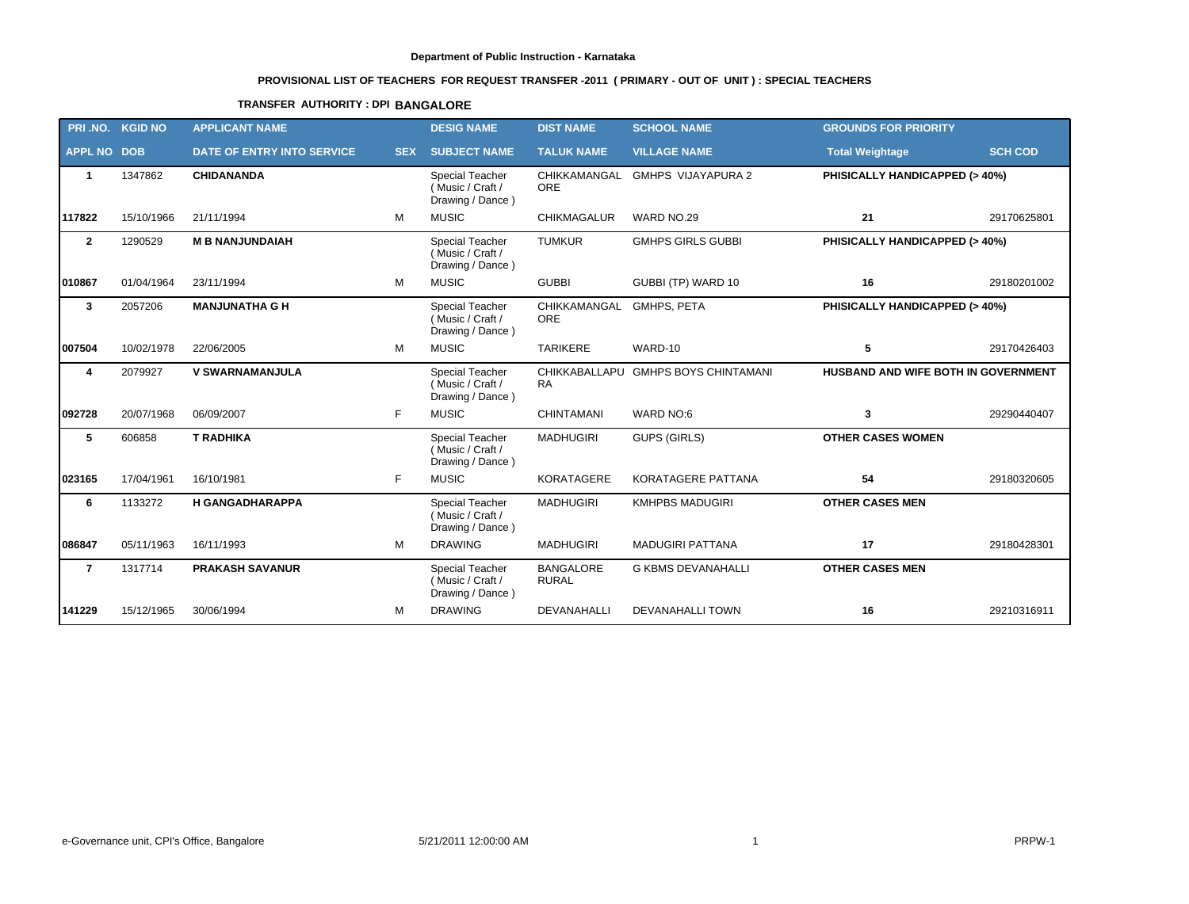**Department of Public Instruction - Karnataka**

**PROVISIONAL LIST OF TEACHERS FOR REQUEST TRANSFER -2011 ( PRIMARY - OUT OF UNIT ) : SPECIAL TEACHERS**

**TRANSFER AUTHORITY : DPI BANGALORE**

| PRI .NO. | KGID NO | APPLICANT NAME | | DESIG NAME | DIST NAME | SCHOOL NAME | GROUNDS FOR PRIORITY | |
|---|---|---|---|---|---|---|---|---|
| APPL NO | DOB | DATE OF ENTRY INTO SERVICE | SEX | SUBJECT NAME | TALUK NAME | VILLAGE NAME | Total Weightage | SCH COD |
| 1 | 1347862 | CHIDANANDA | | Special Teacher ( Music / Craft / Drawing / Dance ) | CHIKKAMANGALORE | GMHPS VIJAYAPURA 2 | PHISICALLY HANDICAPPED (> 40%) | |
| 117822 | 15/10/1966 | 21/11/1994 | M | MUSIC | CHIKMAGALUR | WARD NO.29 | 21 | 29170625801 |
| 2 | 1290529 | M B NANJUNDAIAH | | Special Teacher ( Music / Craft / Drawing / Dance ) | TUMKUR | GMHPS GIRLS GUBBI | PHISICALLY HANDICAPPED (> 40%) | |
| 010867 | 01/04/1964 | 23/11/1994 | M | MUSIC | GUBBI | GUBBI (TP) WARD 10 | 16 | 29180201002 |
| 3 | 2057206 | MANJUNATHA G H | | Special Teacher ( Music / Craft / Drawing / Dance ) | CHIKKAMANGALORE | GMHPS, PETA | PHISICALLY HANDICAPPED (> 40%) | |
| 007504 | 10/02/1978 | 22/06/2005 | M | MUSIC | TARIKERE | WARD-10 | 5 | 29170426403 |
| 4 | 2079927 | V SWARNAMANJULA | | Special Teacher ( Music / Craft / Drawing / Dance ) | CHIKKABALLAPURA | GMHPS BOYS CHINTAMANI | HUSBAND AND WIFE BOTH IN GOVERNMENT | |
| 092728 | 20/07/1968 | 06/09/2007 | F | MUSIC | CHINTAMANI | WARD NO:6 | 3 | 29290440407 |
| 5 | 606858 | T RADHIKA | | Special Teacher ( Music / Craft / Drawing / Dance ) | MADHUGIRI | GUPS (GIRLS) | OTHER CASES WOMEN | |
| 023165 | 17/04/1961 | 16/10/1981 | F | MUSIC | KORATAGERE | KORATAGERE PATTANA | 54 | 29180320605 |
| 6 | 1133272 | H GANGADHARAPPA | | Special Teacher ( Music / Craft / Drawing / Dance ) | MADHUGIRI | KMHPBS MADUGIRI | OTHER CASES MEN | |
| 086847 | 05/11/1963 | 16/11/1993 | M | DRAWING | MADHUGIRI | MADUGIRI PATTANA | 17 | 29180428301 |
| 7 | 1317714 | PRAKASH SAVANUR | | Special Teacher ( Music / Craft / Drawing / Dance ) | BANGALORE RURAL | G KBMS DEVANAHALLI | OTHER CASES MEN | |
| 141229 | 15/12/1965 | 30/06/1994 | M | DRAWING | DEVANAHALLI | DEVANAHALLI TOWN | 16 | 29210316911 |

e-Governance unit, CPI's Office, Bangalore 5/21/2011 12:00:00 AM PRPW-1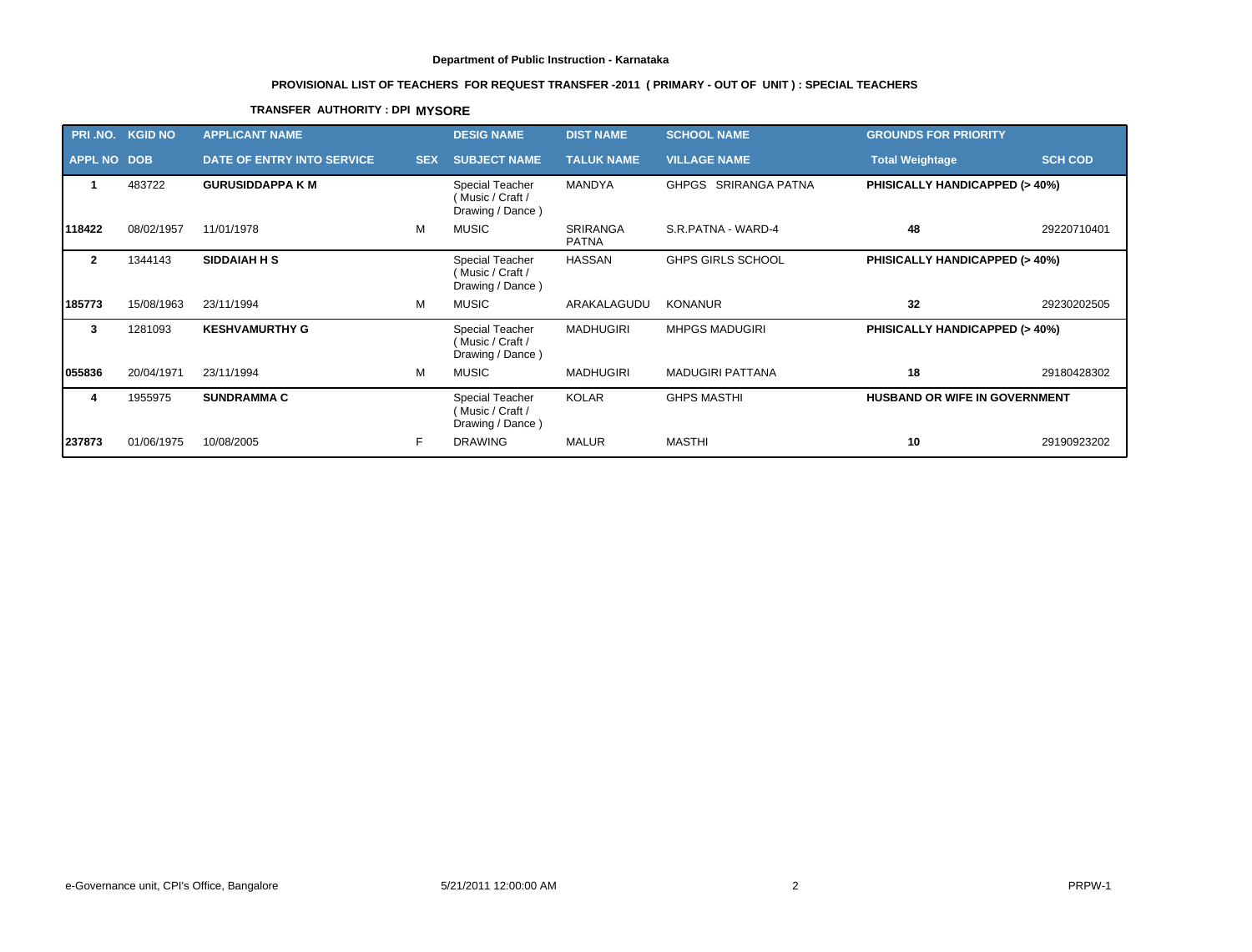**Department of Public Instruction - Karnataka**

**PROVISIONAL LIST OF TEACHERS FOR REQUEST TRANSFER -2011 ( PRIMARY - OUT OF UNIT ) : SPECIAL TEACHERS**

**TRANSFER AUTHORITY : DPI MYSORE**

| PRI .NO. | KGID NO | APPLICANT NAME | | DESIG NAME | DIST NAME | SCHOOL NAME | GROUNDS FOR PRIORITY | |
|---|---|---|---|---|---|---|---|---|
| **APPL NO** | **DOB** | **DATE OF ENTRY INTO SERVICE** | **SEX** | **SUBJECT NAME** | **TALUK NAME** | **VILLAGE NAME** | **Total Weightage** | **SCH COD** |
| **1** | 483722 | **GURUSIDDAPPA K M** | | Special Teacher ( Music / Craft / Drawing / Dance ) | MANDYA | GHPGS SRIRANGA PATNA | **PHISICALLY HANDICAPPED (> 40%)** | |
| **118422** | 08/02/1957 | 11/01/1978 | M | MUSIC | SRIRANGA PATNA | S.R.PATNA - WARD-4 | **48** | 29220710401 |
| **2** | 1344143 | **SIDDAIAH H S** | | Special Teacher ( Music / Craft / Drawing / Dance ) | HASSAN | GHPS GIRLS SCHOOL | **PHISICALLY HANDICAPPED (> 40%)** | |
| **185773** | 15/08/1963 | 23/11/1994 | M | MUSIC | ARAKALAGUDU | KONANUR | **32** | 29230202505 |
| **3** | 1281093 | **KESHVAMURTHY G** | | Special Teacher ( Music / Craft / Drawing / Dance ) | MADHUGIRI | MHPGS MADUGIRI | **PHISICALLY HANDICAPPED (> 40%)** | |
| **055836** | 20/04/1971 | 23/11/1994 | M | MUSIC | MADHUGIRI | MADUGIRI PATTANA | **18** | 29180428302 |
| **4** | 1955975 | **SUNDRAMMA C** | | Special Teacher ( Music / Craft / Drawing / Dance ) | KOLAR | GHPS MASTHI | **HUSBAND OR WIFE IN GOVERNMENT** | |
| **237873** | 01/06/1975 | 10/08/2005 | F | DRAWING | MALUR | MASTHI | **10** | 29190923202 |

e-Governance unit, CPI's Office, Bangalore | 5/21/2011 12:00:00 AM | PRPW-1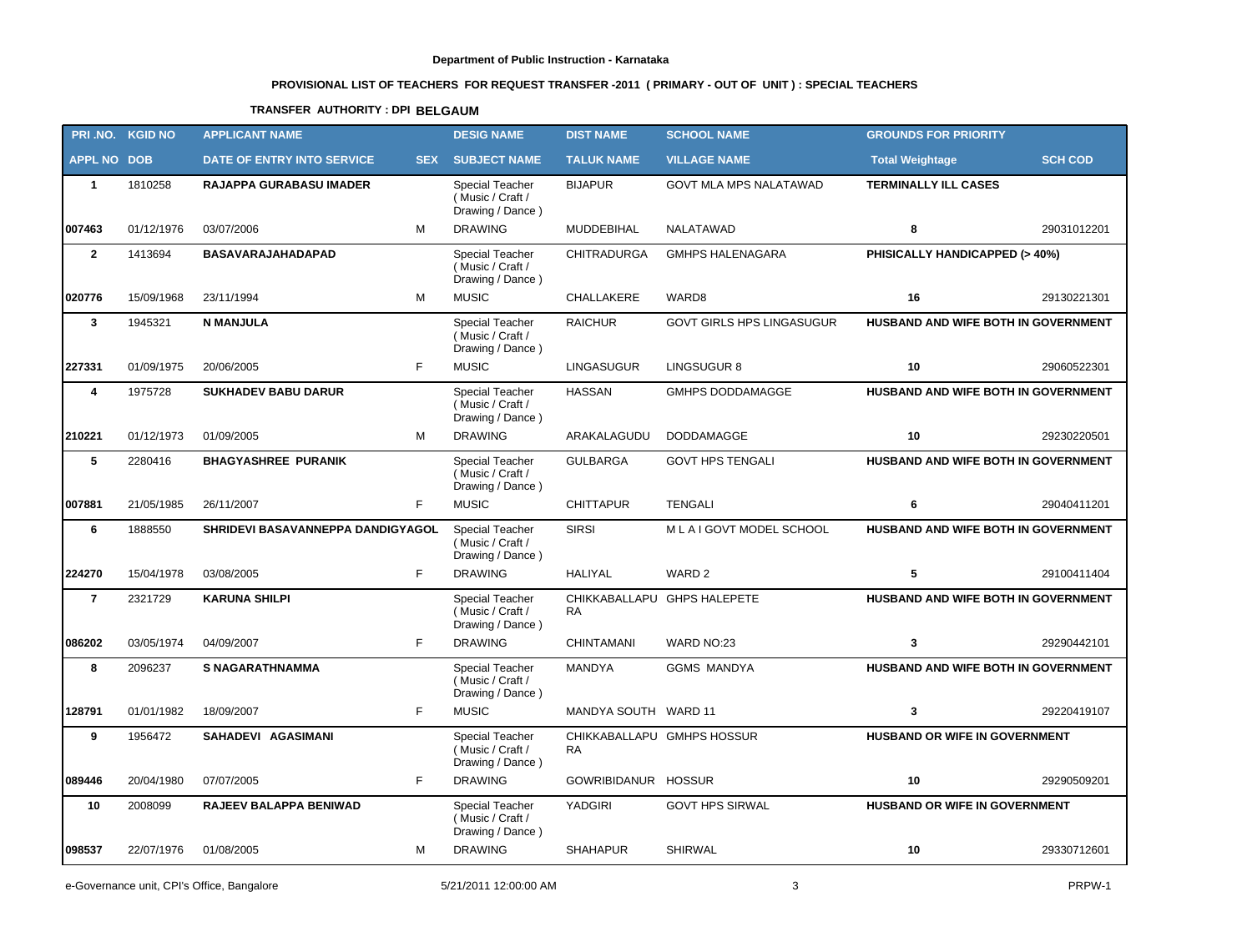**Department of Public Instruction - Karnataka**

**PROVISIONAL LIST OF TEACHERS FOR REQUEST TRANSFER -2011 ( PRIMARY - OUT OF UNIT ) : SPECIAL TEACHERS**

**TRANSFER AUTHORITY : DPI BELGAUM**

| PRI .NO. | KGID NO | APPLICANT NAME | | DESIG NAME | DIST NAME | SCHOOL NAME | GROUNDS FOR PRIORITY | |
|---|---|---|---|---|---|---|---|---|
| **APPL NO** | **DOB** | **DATE OF ENTRY INTO SERVICE** | **SEX** | **SUBJECT NAME** | **TALUK NAME** | **VILLAGE NAME** | **Total Weightage** | **SCH COD** |
| **1** | 1810258 | **RAJAPPA GURABASU IMADER** | | Special Teacher ( Music / Craft / Drawing / Dance ) | BIJAPUR | GOVT MLA MPS NALATAWAD | **TERMINALLY ILL CASES** | |
| **007463** | 01/12/1976 | 03/07/2006 | M | DRAWING | MUDDEBIHAL | NALATAWAD | **8** | 29031012201 |
| **2** | 1413694 | **BASAVARAJAHADAPAD** | | Special Teacher ( Music / Craft / Drawing / Dance ) | CHITRADURGA | GMHPS HALENAGARA | **PHISICALLY HANDICAPPED (> 40%)** | |
| **020776** | 15/09/1968 | 23/11/1994 | M | MUSIC | CHALLAKERE | WARD8 | **16** | 29130221301 |
| **3** | 1945321 | **N MANJULA** | | Special Teacher ( Music / Craft / Drawing / Dance ) | RAICHUR | GOVT GIRLS HPS LINGASUGUR | **HUSBAND AND WIFE BOTH IN GOVERNMENT** | |
| **227331** | 01/09/1975 | 20/06/2005 | F | MUSIC | LINGASUGUR | LINGSUGUR 8 | **10** | 29060522301 |
| **4** | 1975728 | **SUKHADEV BABU DARUR** | | Special Teacher ( Music / Craft / Drawing / Dance ) | HASSAN | GMHPS DODDAMAGGE | **HUSBAND AND WIFE BOTH IN GOVERNMENT** | |
| **210221** | 01/12/1973 | 01/09/2005 | M | DRAWING | ARAKALAGUDU | DODDAMAGGE | **10** | 29230220501 |
| **5** | 2280416 | **BHAGYASHREE PURANIK** | | Special Teacher ( Music / Craft / Drawing / Dance ) | GULBARGA | GOVT HPS TENGALI | **HUSBAND AND WIFE BOTH IN GOVERNMENT** | |
| **007881** | 21/05/1985 | 26/11/2007 | F | MUSIC | CHITTAPUR | TENGALI | **6** | 29040411201 |
| **6** | 1888550 | **SHRIDEVI BASAVANNEPPA DANDIGYAGOL** | | Special Teacher ( Music / Craft / Drawing / Dance ) | SIRSI | M L A I GOVT MODEL SCHOOL | **HUSBAND AND WIFE BOTH IN GOVERNMENT** | |
| **224270** | 15/04/1978 | 03/08/2005 | F | DRAWING | HALIYAL | WARD 2 | **5** | 29100411404 |
| **7** | 2321729 | **KARUNA SHILPI** | | Special Teacher ( Music / Craft / Drawing / Dance ) | CHIKKABALLAPURA | GHPS HALEPETE | **HUSBAND AND WIFE BOTH IN GOVERNMENT** | |
| **086202** | 03/05/1974 | 04/09/2007 | F | DRAWING | CHINTAMANI | WARD NO:23 | **3** | 29290442101 |
| **8** | 2096237 | **S NAGARATHNAMMA** | | Special Teacher ( Music / Craft / Drawing / Dance ) | MANDYA | GGMS MANDYA | **HUSBAND AND WIFE BOTH IN GOVERNMENT** | |
| **128791** | 01/01/1982 | 18/09/2007 | F | MUSIC | MANDYA SOUTH | WARD 11 | **3** | 29220419107 |
| **9** | 1956472 | **SAHADEVI AGASIMANI** | | Special Teacher ( Music / Craft / Drawing / Dance ) | CHIKKABALLAPURA | GMHPS HOSSUR | **HUSBAND OR WIFE IN GOVERNMENT** | |
| **089446** | 20/04/1980 | 07/07/2005 | F | DRAWING | GOWRIBIDANUR | HOSSUR | **10** | 29290509201 |
| **10** | 2008099 | **RAJEEV BALAPPA BENIWAD** | | Special Teacher ( Music / Craft / Drawing / Dance ) | YADGIRI | GOVT HPS SIRWAL | **HUSBAND OR WIFE IN GOVERNMENT** | |
| **098537** | 22/07/1976 | 01/08/2005 | M | DRAWING | SHAHAPUR | SHIRWAL | **10** | 29330712601 |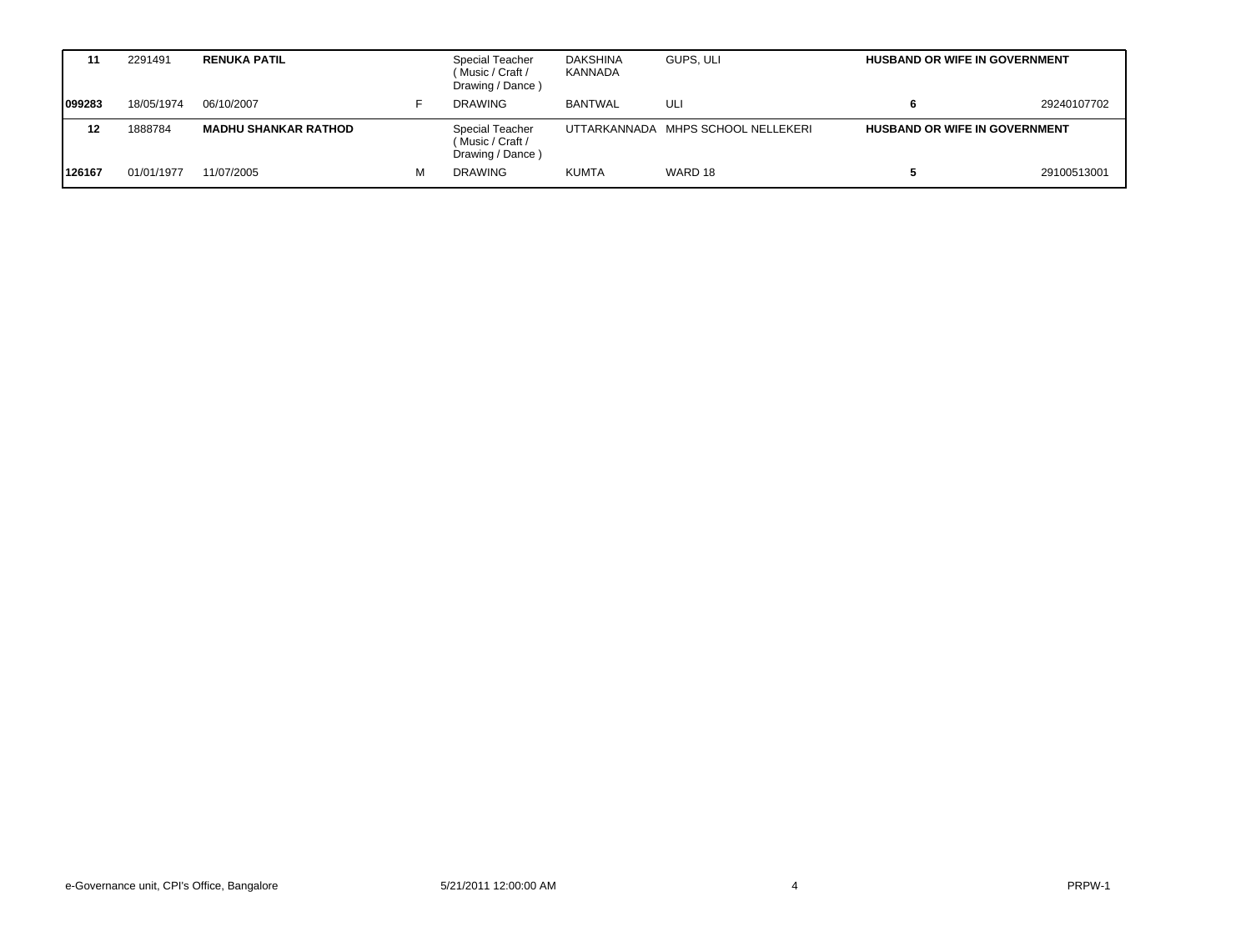| | | | | | | | | |
|---|---|---|---|---|---|---|---|---|
| **11** | 2291491 | **RENUKA PATIL** | | Special Teacher ( Music / Craft / Drawing / Dance ) | DAKSHINA KANNADA | GUPS, ULI | **HUSBAND OR WIFE IN GOVERNMENT** | |
| **099283** | 18/05/1974 | 06/10/2007 | F | DRAWING | BANTWAL | ULI | **6** | 29240107702 |
| **12** | 1888784 | **MADHU SHANKAR RATHOD** | | Special Teacher ( Music / Craft / Drawing / Dance ) | UTTARKANNADA | MHPS SCHOOL NELLEKERI | **HUSBAND OR WIFE IN GOVERNMENT** | |
| **126167** | 01/01/1977 | 11/07/2005 | M | DRAWING | KUMTA | WARD 18 | **5** | 29100513001 |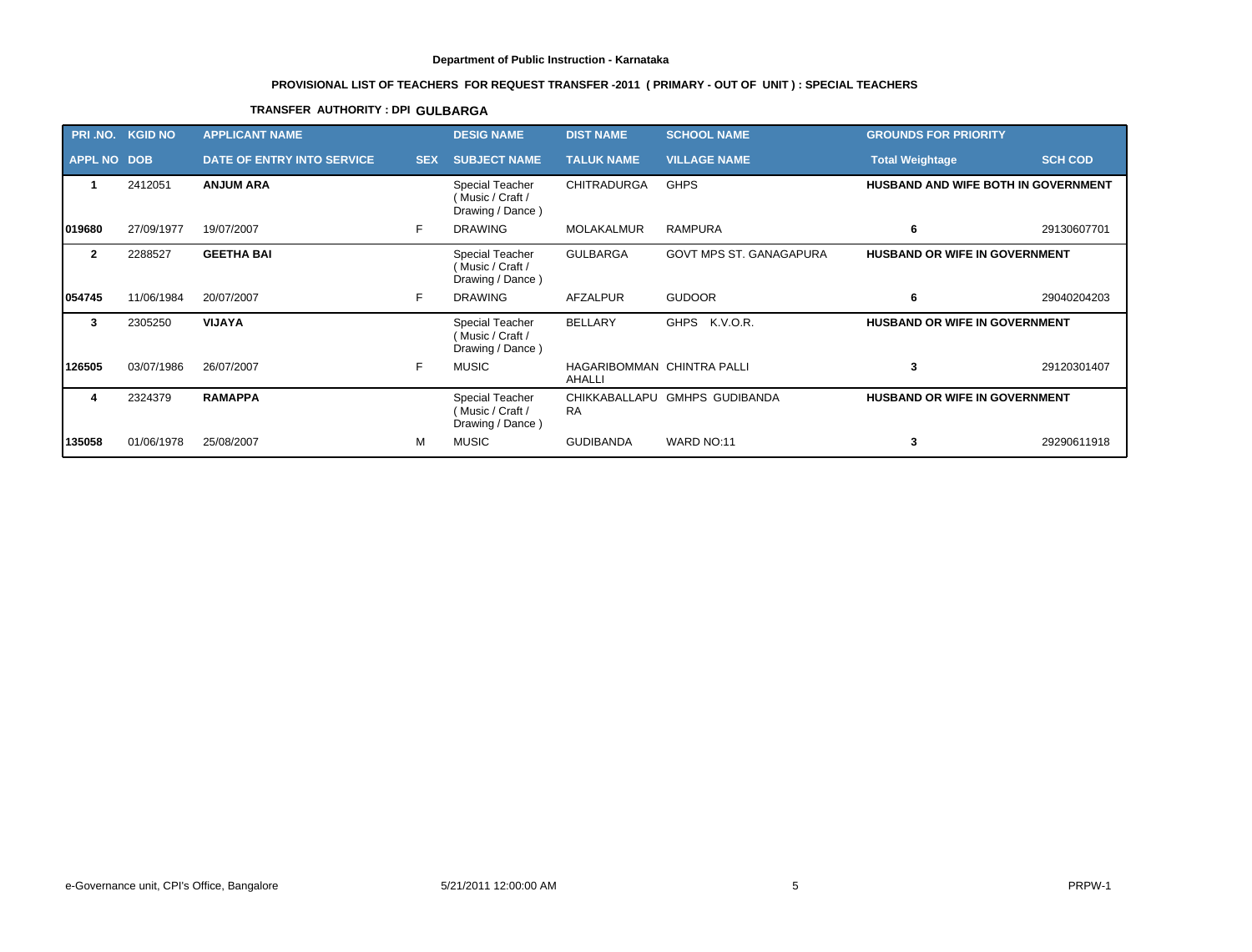**Department of Public Instruction - Karnataka**

**PROVISIONAL LIST OF TEACHERS FOR REQUEST TRANSFER -2011 ( PRIMARY - OUT OF UNIT ) : SPECIAL TEACHERS**

**TRANSFER AUTHORITY : DPI GULBARGA**

| PRI .NO. | KGID NO | APPLICANT NAME | | DESIG NAME | DIST NAME | SCHOOL NAME | GROUNDS FOR PRIORITY | |
|---|---|---|---|---|---|---|---|---|
| **APPL NO** | **DOB** | **DATE OF ENTRY INTO SERVICE** | **SEX** | **SUBJECT NAME** | **TALUK NAME** | **VILLAGE NAME** | **Total Weightage** | **SCH COD** |
| **1** | 2412051 | **ANJUM ARA** | | Special Teacher ( Music / Craft / Drawing / Dance ) | CHITRADURGA | GHPS | **HUSBAND AND WIFE BOTH IN GOVERNMENT** | |
| **019680** | 27/09/1977 | 19/07/2007 | F | DRAWING | MOLAKALMUR | RAMPURA | **6** | 29130607701 |
| **2** | 2288527 | **GEETHA BAI** | | Special Teacher ( Music / Craft / Drawing / Dance ) | GULBARGA | GOVT MPS ST. GANAGAPURA | **HUSBAND OR WIFE IN GOVERNMENT** | |
| **054745** | 11/06/1984 | 20/07/2007 | F | DRAWING | AFZALPUR | GUDOOR | **6** | 29040204203 |
| **3** | 2305250 | **VIJAYA** | | Special Teacher ( Music / Craft / Drawing / Dance ) | BELLARY | GHPS K.V.O.R. | **HUSBAND OR WIFE IN GOVERNMENT** | |
| **126505** | 03/07/1986 | 26/07/2007 | F | MUSIC | HAGARIBOMMANAHALLI | CHINTRA PALLI | **3** | 29120301407 |
| **4** | 2324379 | **RAMAPPA** | | Special Teacher ( Music / Craft / Drawing / Dance ) | CHIKKABALLAPURA | GMHPS GUDIBANDA | **HUSBAND OR WIFE IN GOVERNMENT** | |
| **135058** | 01/06/1978 | 25/08/2007 | M | MUSIC | GUDIBANDA | WARD NO:11 | **3** | 29290611918 |

e-Governance unit, CPI's Office, Bangalore 5/21/2011 12:00:00 AM PRPW-1